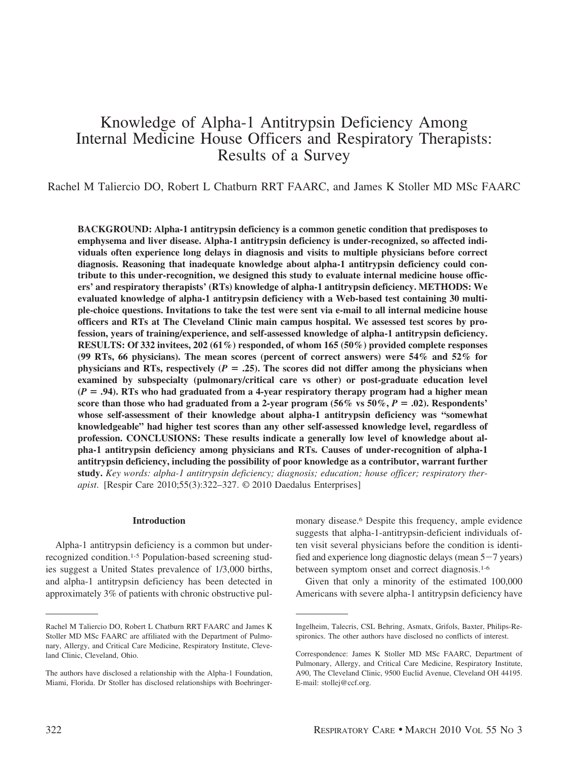# Knowledge of Alpha-1 Antitrypsin Deficiency Among Internal Medicine House Officers and Respiratory Therapists: Results of a Survey

Rachel M Taliercio DO, Robert L Chatburn RRT FAARC, and James K Stoller MD MSc FAARC

**BACKGROUND: Alpha-1 antitrypsin deficiency is a common genetic condition that predisposes to emphysema and liver disease. Alpha-1 antitrypsin deficiency is under-recognized, so affected individuals often experience long delays in diagnosis and visits to multiple physicians before correct diagnosis. Reasoning that inadequate knowledge about alpha-1 antitrypsin deficiency could contribute to this under-recognition, we designed this study to evaluate internal medicine house officers' and respiratory therapists' (RTs) knowledge of alpha-1 antitrypsin deficiency. METHODS: We evaluated knowledge of alpha-1 antitrypsin deficiency with a Web-based test containing 30 multiple-choice questions. Invitations to take the test were sent via e-mail to all internal medicine house officers and RTs at The Cleveland Clinic main campus hospital. We assessed test scores by profession, years of training/experience, and self-assessed knowledge of alpha-1 antitrypsin deficiency. RESULTS: Of 332 invitees, 202 (61%) responded, of whom 165 (50%) provided complete responses (99 RTs, 66 physicians). The mean scores (percent of correct answers) were 54% and 52% for physicians and RTs, respectively ($P = .25$). The scores did not differ among the physicians when examined by subspecialty (pulmonary/critical care vs other) or post-graduate education level ($P = .94$). RTs who had graduated from a 4-year respiratory therapy program had a higher mean score than those who had graduated from a 2-year program (56% vs 50%, $P = .02$). Respondents' whose self-assessment of their knowledge about alpha-1 antitrypsin deficiency was "somewhat knowledgeable" had higher test scores than any other self-assessed knowledge level, regardless of profession. CONCLUSIONS: These results indicate a generally low level of knowledge about alpha-1 antitrypsin deficiency among physicians and RTs. Causes of under-recognition of alpha-1 antitrypsin deficiency, including the possibility of poor knowledge as a contributor, warrant further study.** *Key words: alpha-1 antitrypsin deficiency; diagnosis; education; house officer; respiratory therapist.* [Respir Care 2010;55(3):322–327. © 2010 Daedalus Enterprises]

## Introduction

Alpha-1 antitrypsin deficiency is a common but under-recognized condition.[1-5] Population-based screening studies suggest a United States prevalence of 1/3,000 births, and alpha-1 antitrypsin deficiency has been detected in approximately 3% of patients with chronic obstructive pulmonary disease.[6] Despite this frequency, ample evidence suggests that alpha-1-antitrypsin-deficient individuals often visit several physicians before the condition is identified and experience long diagnostic delays (mean 5−7 years) between symptom onset and correct diagnosis.[1-6]

Given that only a minority of the estimated 100,000 Americans with severe alpha-1 antitrypsin deficiency have

---

Rachel M Taliercio DO, Robert L Chatburn RRT FAARC and James K Stoller MD MSc FAARC are affiliated with the Department of Pulmonary, Allergy, and Critical Care Medicine, Respiratory Institute, Cleveland Clinic, Cleveland, Ohio.

The authors have disclosed a relationship with the Alpha-1 Foundation, Miami, Florida. Dr Stoller has disclosed relationships with Boehringer-Ingelheim, Talecris, CSL Behring, Asmatx, Grifols, Baxter, Philips-Respironics. The other authors have disclosed no conflicts of interest.

Correspondence: James K Stoller MD MSc FAARC, Department of Pulmonary, Allergy, and Critical Care Medicine, Respiratory Institute, A90, The Cleveland Clinic, 9500 Euclid Avenue, Cleveland OH 44195. E-mail: stollej@ccf.org.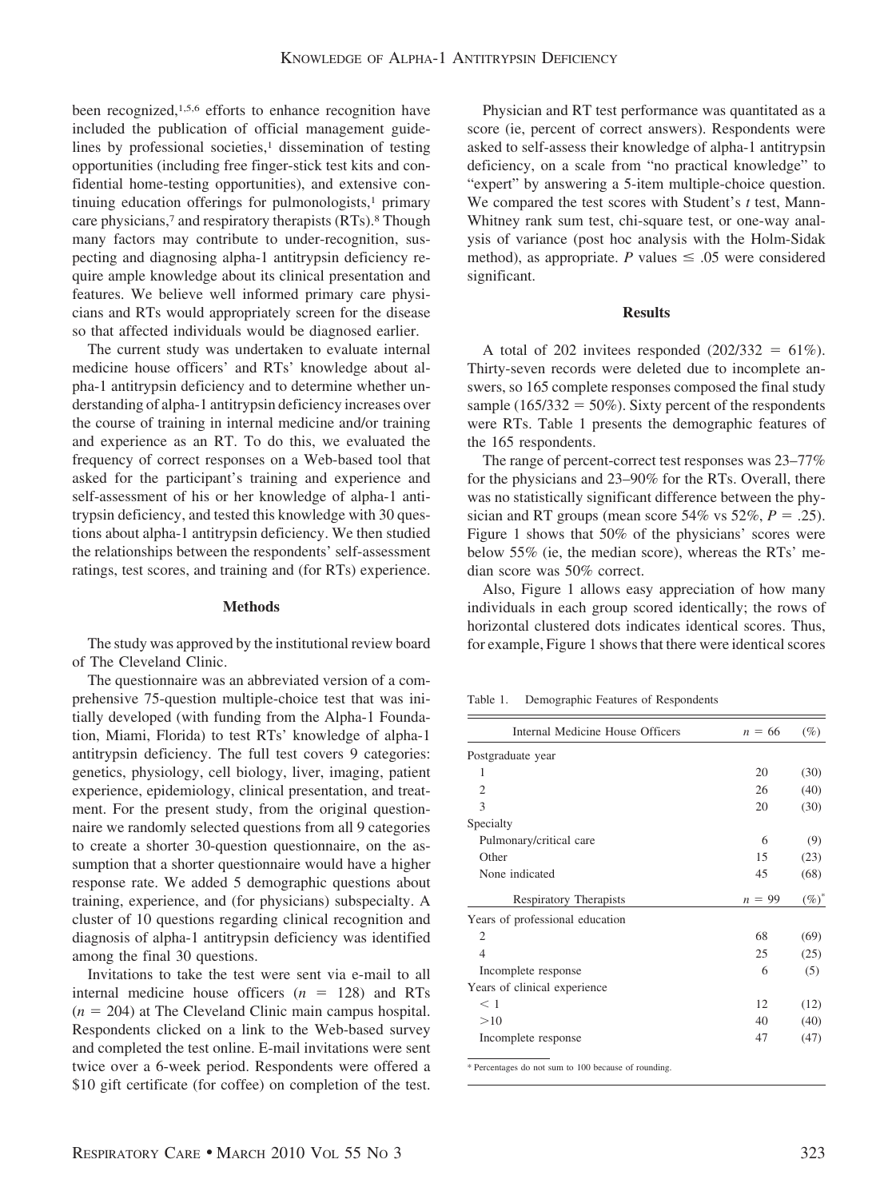been recognized,[1,5,6] efforts to enhance recognition have included the publication of official management guidelines by professional societies,[1] dissemination of testing opportunities (including free finger-stick test kits and confidential home-testing opportunities), and extensive continuing education offerings for pulmonologists,[1] primary care physicians,[7] and respiratory therapists (RTs).[8] Though many factors may contribute to under-recognition, suspecting and diagnosing alpha-1 antitrypsin deficiency require ample knowledge about its clinical presentation and features. We believe well informed primary care physicians and RTs would appropriately screen for the disease so that affected individuals would be diagnosed earlier.

The current study was undertaken to evaluate internal medicine house officers' and RTs' knowledge about alpha-1 antitrypsin deficiency and to determine whether understanding of alpha-1 antitrypsin deficiency increases over the course of training in internal medicine and/or training and experience as an RT. To do this, we evaluated the frequency of correct responses on a Web-based tool that asked for the participant's training and experience and self-assessment of his or her knowledge of alpha-1 antitrypsin deficiency, and tested this knowledge with 30 questions about alpha-1 antitrypsin deficiency. We then studied the relationships between the respondents' self-assessment ratings, test scores, and training and (for RTs) experience.

## Methods

The study was approved by the institutional review board of The Cleveland Clinic.

The questionnaire was an abbreviated version of a comprehensive 75-question multiple-choice test that was initially developed (with funding from the Alpha-1 Foundation, Miami, Florida) to test RTs' knowledge of alpha-1 antitrypsin deficiency. The full test covers 9 categories: genetics, physiology, cell biology, liver, imaging, patient experience, epidemiology, clinical presentation, and treatment. For the present study, from the original questionnaire we randomly selected questions from all 9 categories to create a shorter 30-question questionnaire, on the assumption that a shorter questionnaire would have a higher response rate. We added 5 demographic questions about training, experience, and (for physicians) subspecialty. A cluster of 10 questions regarding clinical recognition and diagnosis of alpha-1 antitrypsin deficiency was identified among the final 30 questions.

Invitations to take the test were sent via e-mail to all internal medicine house officers ($n = 128$) and RTs ($n = 204$) at The Cleveland Clinic main campus hospital. Respondents clicked on a link to the Web-based survey and completed the test online. E-mail invitations were sent twice over a 6-week period. Respondents were offered a \$10 gift certificate (for coffee) on completion of the test.

Physician and RT test performance was quantitated as a score (ie, percent of correct answers). Respondents were asked to self-assess their knowledge of alpha-1 antitrypsin deficiency, on a scale from "no practical knowledge" to "expert" by answering a 5-item multiple-choice question. We compared the test scores with Student's *t* test, Mann-Whitney rank sum test, chi-square test, or one-way analysis of variance (post hoc analysis with the Holm-Sidak method), as appropriate. *P* values $\leq .05$ were considered significant.

## Results

A total of 202 invitees responded ($202/332 = 61\%$). Thirty-seven records were deleted due to incomplete answers, so 165 complete responses composed the final study sample ($165/332 = 50\%$). Sixty percent of the respondents were RTs. Table 1 presents the demographic features of the 165 respondents.

The range of percent-correct test responses was 23–77% for the physicians and 23–90% for the RTs. Overall, there was no statistically significant difference between the physician and RT groups (mean score 54% vs 52%, $P = .25$). Figure 1 shows that 50% of the physicians' scores were below 55% (ie, the median score), whereas the RTs' median score was 50% correct.

Also, Figure 1 allows easy appreciation of how many individuals in each group scored identically; the rows of horizontal clustered dots indicates identical scores. Thus, for example, Figure 1 shows that there were identical scores

Table 1. Demographic Features of Respondents

| Internal Medicine House Officers | $n = 66$ | (%) |
|---|---|---|
| Postgraduate year | | |
| 1 | 20 | (30) |
| 2 | 26 | (40) |
| 3 | 20 | (30) |
| Specialty | | |
| Pulmonary/critical care | 6 | (9) |
| Other | 15 | (23) |
| None indicated | 45 | (68) |
| **Respiratory Therapists** | $n = 99$ | (%)* |
| Years of professional education | | |
| 2 | 68 | (69) |
| 4 | 25 | (25) |
| Incomplete response | 6 | (5) |
| Years of clinical experience | | |
| < 1 | 12 | (12) |
| >10 | 40 | (40) |
| Incomplete response | 47 | (47) |

\* Percentages do not sum to 100 because of rounding.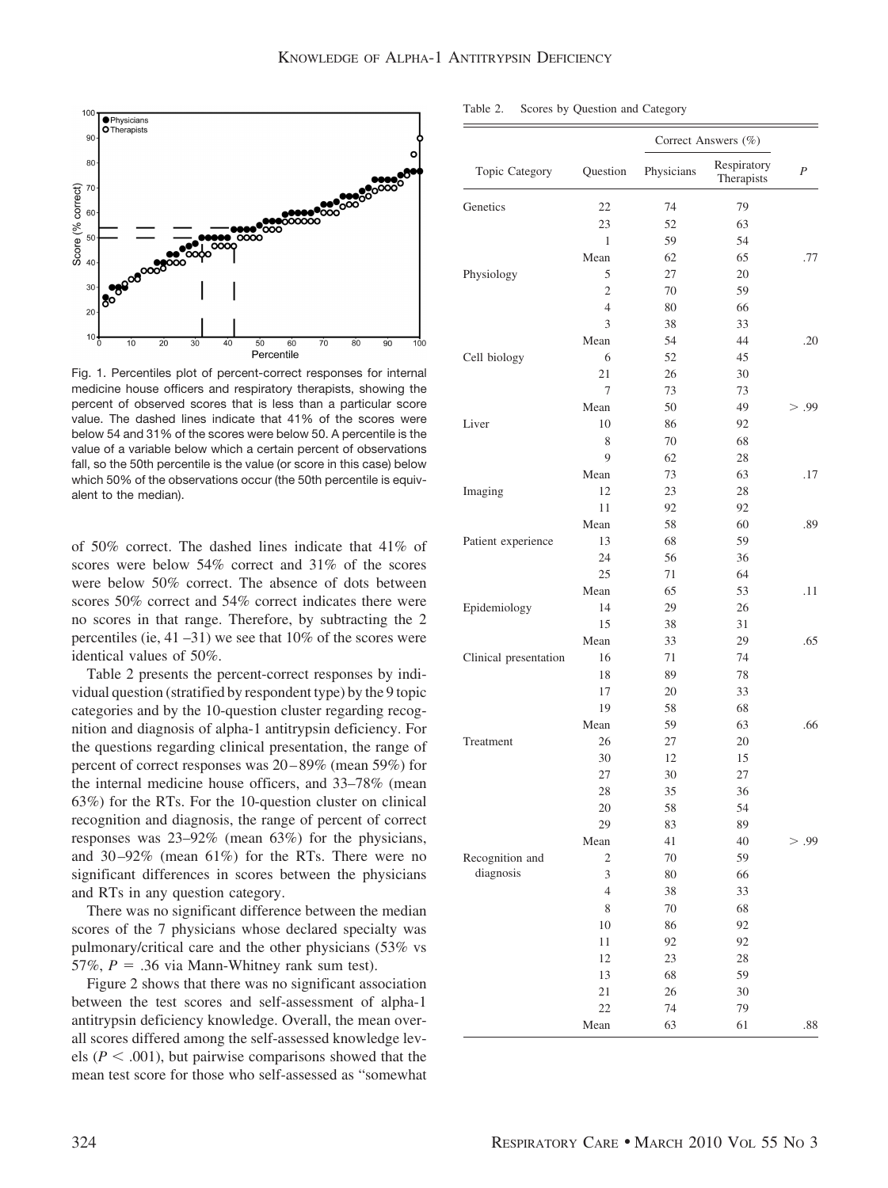Fig. 1. Percentiles plot of percent-correct responses for internal medicine house officers and respiratory therapists, showing the percent of observed scores that is less than a particular score value. The dashed lines indicate that 41% of the scores were below 54 and 31% of the scores were below 50. A percentile is the value of a variable below which a certain percent of observations fall, so the 50th percentile is the value (or score in this case) below which 50% of the observations occur (the 50th percentile is equivalent to the median).

of 50% correct. The dashed lines indicate that 41% of scores were below 54% correct and 31% of the scores were below 50% correct. The absence of dots between scores 50% correct and 54% correct indicates there were no scores in that range. Therefore, by subtracting the 2 percentiles (ie, 41 –31) we see that 10% of the scores were identical values of 50%.

Table 2 presents the percent-correct responses by individual question (stratified by respondent type) by the 9 topic categories and by the 10-question cluster regarding recognition and diagnosis of alpha-1 antitrypsin deficiency. For the questions regarding clinical presentation, the range of percent of correct responses was 20–89% (mean 59%) for the internal medicine house officers, and 33–78% (mean 63%) for the RTs. For the 10-question cluster on clinical recognition and diagnosis, the range of percent of correct responses was 23–92% (mean 63%) for the physicians, and 30–92% (mean 61%) for the RTs. There were no significant differences in scores between the physicians and RTs in any question category.

There was no significant difference between the median scores of the 7 physicians whose declared specialty was pulmonary/critical care and the other physicians (53% vs 57%, $P = .36$ via Mann-Whitney rank sum test).

Figure 2 shows that there was no significant association between the test scores and self-assessment of alpha-1 antitrypsin deficiency knowledge. Overall, the mean overall scores differed among the self-assessed knowledge levels ($P < .001$), but pairwise comparisons showed that the mean test score for those who self-assessed as "somewhat

Table 2. Scores by Question and Category

| Topic Category | Question | Correct Answers (%) | | $P$ |
|---|---|---|---|---|
| | | Physicians | Respiratory Therapists | |
| Genetics | 22 | 74 | 79 | |
| | 23 | 52 | 63 | |
| | 1 | 59 | 54 | |
| | Mean | 62 | 65 | .77 |
| Physiology | 5 | 27 | 20 | |
| | 2 | 70 | 59 | |
| | 4 | 80 | 66 | |
| | 3 | 38 | 33 | |
| | Mean | 54 | 44 | .20 |
| Cell biology | 6 | 52 | 45 | |
| | 21 | 26 | 30 | |
| | 7 | 73 | 73 | |
| | Mean | 50 | 49 | > .99 |
| Liver | 10 | 86 | 92 | |
| | 8 | 70 | 68 | |
| | 9 | 62 | 28 | |
| | Mean | 73 | 63 | .17 |
| Imaging | 12 | 23 | 28 | |
| | 11 | 92 | 92 | |
| | Mean | 58 | 60 | .89 |
| Patient experience | 13 | 68 | 59 | |
| | 24 | 56 | 36 | |
| | 25 | 71 | 64 | |
| | Mean | 65 | 53 | .11 |
| Epidemiology | 14 | 29 | 26 | |
| | 15 | 38 | 31 | |
| | Mean | 33 | 29 | .65 |
| Clinical presentation | 16 | 71 | 74 | |
| | 18 | 89 | 78 | |
| | 17 | 20 | 33 | |
| | 19 | 58 | 68 | |
| | Mean | 59 | 63 | .66 |
| Treatment | 26 | 27 | 20 | |
| | 30 | 12 | 15 | |
| | 27 | 30 | 27 | |
| | 28 | 35 | 36 | |
| | 20 | 58 | 54 | |
| | 29 | 83 | 89 | |
| | Mean | 41 | 40 | > .99 |
| Recognition and diagnosis | 2 | 70 | 59 | |
| | 3 | 80 | 66 | |
| | 4 | 38 | 33 | |
| | 8 | 70 | 68 | |
| | 10 | 86 | 92 | |
| | 11 | 92 | 92 | |
| | 12 | 23 | 28 | |
| | 13 | 68 | 59 | |
| | 21 | 26 | 30 | |
| | 22 | 74 | 79 | |
| | Mean | 63 | 61 | .88 |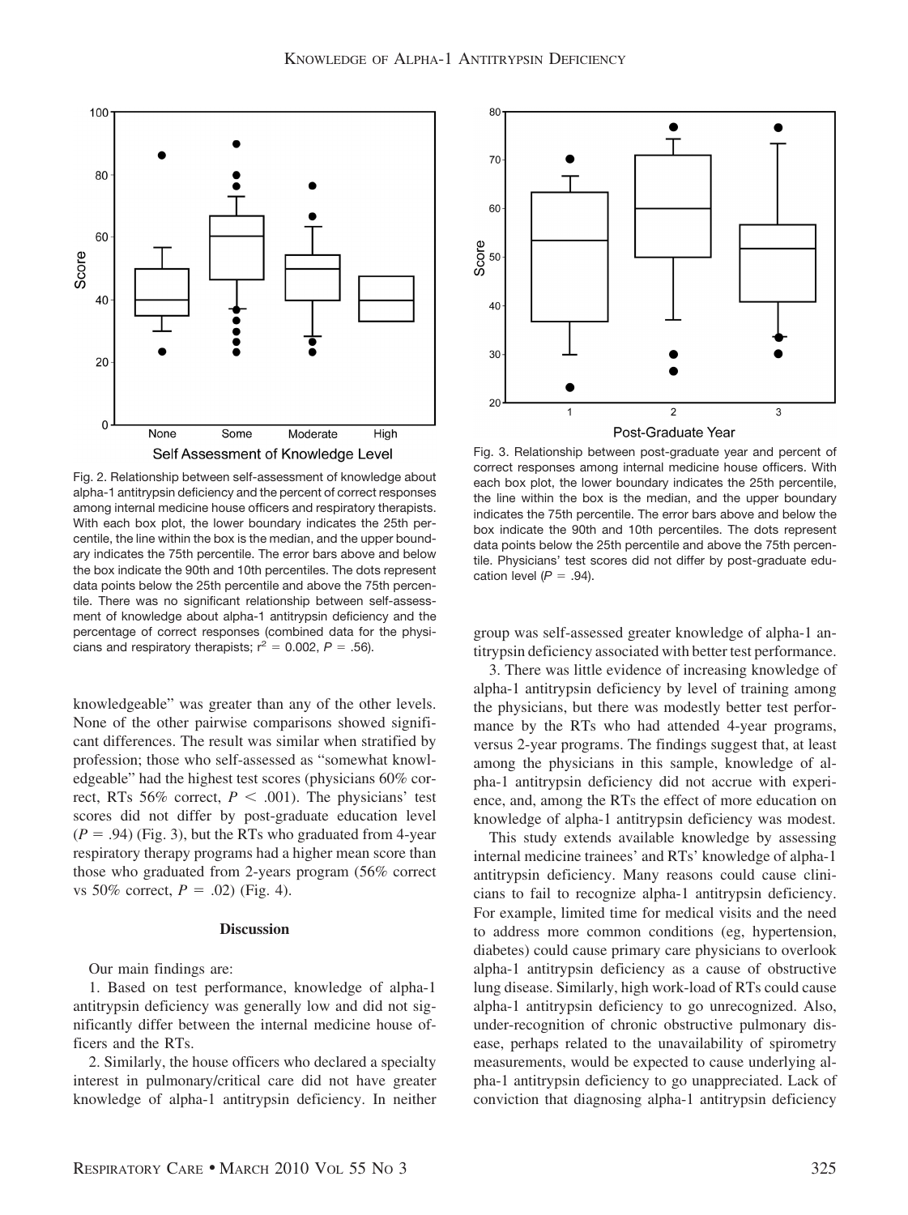Fig. 2. Relationship between self-assessment of knowledge about alpha-1 antitrypsin deficiency and the percent of correct responses among internal medicine house officers and respiratory therapists. With each box plot, the lower boundary indicates the 25th percentile, the line within the box is the median, and the upper boundary indicates the 75th percentile. The error bars above and below the box indicate the 90th and 10th percentiles. The dots represent data points below the 25th percentile and above the 75th percentile. There was no significant relationship between self-assessment of knowledge about alpha-1 antitrypsin deficiency and the percentage of correct responses (combined data for the physicians and respiratory therapists; $r^2 = 0.002$, $P = .56$).

Fig. 3. Relationship between post-graduate year and percent of correct responses among internal medicine house officers. With each box plot, the lower boundary indicates the 25th percentile, the line within the box is the median, and the upper boundary indicates the 75th percentile. The error bars above and below the box indicate the 90th and 10th percentiles. The dots represent data points below the 25th percentile and above the 75th percentile. Physicians' test scores did not differ by post-graduate education level ($P = .94$).

knowledgeable" was greater than any of the other levels. None of the other pairwise comparisons showed significant differences. The result was similar when stratified by profession; those who self-assessed as "somewhat knowledgeable" had the highest test scores (physicians 60% correct, RTs 56% correct, $P < .001$). The physicians' test scores did not differ by post-graduate education level ($P = .94$) (Fig. 3), but the RTs who graduated from 4-year respiratory therapy programs had a higher mean score than those who graduated from 2-years program (56% correct vs 50% correct, $P = .02$) (Fig. 4).

## Discussion

Our main findings are:

1. Based on test performance, knowledge of alpha-1 antitrypsin deficiency was generally low and did not significantly differ between the internal medicine house officers and the RTs.

2. Similarly, the house officers who declared a specialty interest in pulmonary/critical care did not have greater knowledge of alpha-1 antitrypsin deficiency. In neither group was self-assessed greater knowledge of alpha-1 antitrypsin deficiency associated with better test performance.

3. There was little evidence of increasing knowledge of alpha-1 antitrypsin deficiency by level of training among the physicians, but there was modestly better test performance by the RTs who had attended 4-year programs, versus 2-year programs. The findings suggest that, at least among the physicians in this sample, knowledge of alpha-1 antitrypsin deficiency did not accrue with experience, and, among the RTs the effect of more education on knowledge of alpha-1 antitrypsin deficiency was modest.

This study extends available knowledge by assessing internal medicine trainees' and RTs' knowledge of alpha-1 antitrypsin deficiency. Many reasons could cause clinicians to fail to recognize alpha-1 antitrypsin deficiency. For example, limited time for medical visits and the need to address more common conditions (eg, hypertension, diabetes) could cause primary care physicians to overlook alpha-1 antitrypsin deficiency as a cause of obstructive lung disease. Similarly, high work-load of RTs could cause alpha-1 antitrypsin deficiency to go unrecognized. Also, under-recognition of chronic obstructive pulmonary disease, perhaps related to the unavailability of spirometry measurements, would be expected to cause underlying alpha-1 antitrypsin deficiency to go unappreciated. Lack of conviction that diagnosing alpha-1 antitrypsin deficiency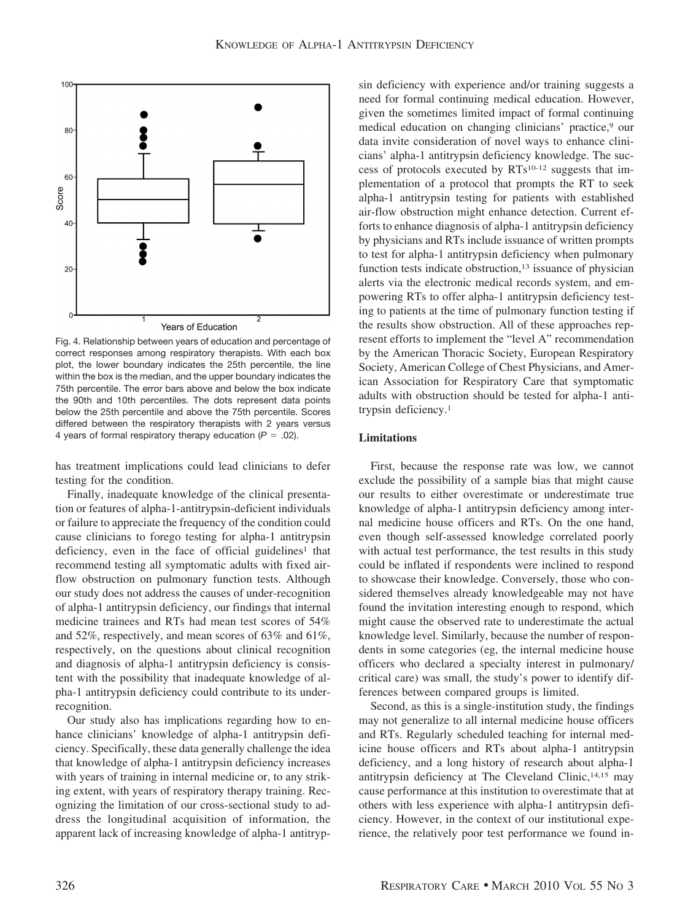Fig. 4. Relationship between years of education and percentage of correct responses among respiratory therapists. With each box plot, the lower boundary indicates the 25th percentile, the line within the box is the median, and the upper boundary indicates the 75th percentile. The error bars above and below the box indicate the 90th and 10th percentiles. The dots represent data points below the 25th percentile and above the 75th percentile. Scores differed between the respiratory therapists with 2 years versus 4 years of formal respiratory therapy education ($P = .02$).

has treatment implications could lead clinicians to defer testing for the condition.

Finally, inadequate knowledge of the clinical presentation or features of alpha-1-antitrypsin-deficient individuals or failure to appreciate the frequency of the condition could cause clinicians to forego testing for alpha-1 antitrypsin deficiency, even in the face of official guidelines[1] that recommend testing all symptomatic adults with fixed airflow obstruction on pulmonary function tests. Although our study does not address the causes of under-recognition of alpha-1 antitrypsin deficiency, our findings that internal medicine trainees and RTs had mean test scores of 54% and 52%, respectively, and mean scores of 63% and 61%, respectively, on the questions about clinical recognition and diagnosis of alpha-1 antitrypsin deficiency is consistent with the possibility that inadequate knowledge of alpha-1 antitrypsin deficiency could contribute to its under-recognition.

Our study also has implications regarding how to enhance clinicians' knowledge of alpha-1 antitrypsin deficiency. Specifically, these data generally challenge the idea that knowledge of alpha-1 antitrypsin deficiency increases with years of training in internal medicine or, to any striking extent, with years of respiratory therapy training. Recognizing the limitation of our cross-sectional study to address the longitudinal acquisition of information, the apparent lack of increasing knowledge of alpha-1 antitrypsin deficiency with experience and/or training suggests a need for formal continuing medical education. However, given the sometimes limited impact of formal continuing medical education on changing clinicians' practice,[9] our data invite consideration of novel ways to enhance clinicians' alpha-1 antitrypsin deficiency knowledge. The success of protocols executed by RTs[10-12] suggests that implementation of a protocol that prompts the RT to seek alpha-1 antitrypsin testing for patients with established air-flow obstruction might enhance detection. Current efforts to enhance diagnosis of alpha-1 antitrypsin deficiency by physicians and RTs include issuance of written prompts to test for alpha-1 antitrypsin deficiency when pulmonary function tests indicate obstruction,[13] issuance of physician alerts via the electronic medical records system, and empowering RTs to offer alpha-1 antitrypsin deficiency testing to patients at the time of pulmonary function testing if the results show obstruction. All of these approaches represent efforts to implement the "level A" recommendation by the American Thoracic Society, European Respiratory Society, American College of Chest Physicians, and American Association for Respiratory Care that symptomatic adults with obstruction should be tested for alpha-1 antitrypsin deficiency.[1]

### Limitations

First, because the response rate was low, we cannot exclude the possibility of a sample bias that might cause our results to either overestimate or underestimate true knowledge of alpha-1 antitrypsin deficiency among internal medicine house officers and RTs. On the one hand, even though self-assessed knowledge correlated poorly with actual test performance, the test results in this study could be inflated if respondents were inclined to respond to showcase their knowledge. Conversely, those who considered themselves already knowledgeable may not have found the invitation interesting enough to respond, which might cause the observed rate to underestimate the actual knowledge level. Similarly, because the number of respondents in some categories (eg, the internal medicine house officers who declared a specialty interest in pulmonary/critical care) was small, the study's power to identify differences between compared groups is limited.

Second, as this is a single-institution study, the findings may not generalize to all internal medicine house officers and RTs. Regularly scheduled teaching for internal medicine house officers and RTs about alpha-1 antitrypsin deficiency, and a long history of research about alpha-1 antitrypsin deficiency at The Cleveland Clinic,[14,15] may cause performance at this institution to overestimate that at others with less experience with alpha-1 antitrypsin deficiency. However, in the context of our institutional experience, the relatively poor test performance we found in-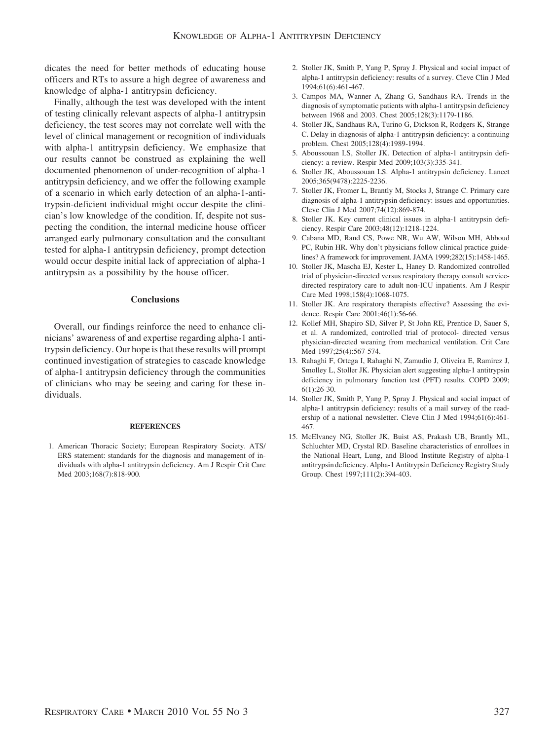dicates the need for better methods of educating house officers and RTs to assure a high degree of awareness and knowledge of alpha-1 antitrypsin deficiency.

Finally, although the test was developed with the intent of testing clinically relevant aspects of alpha-1 antitrypsin deficiency, the test scores may not correlate well with the level of clinical management or recognition of individuals with alpha-1 antitrypsin deficiency. We emphasize that our results cannot be construed as explaining the well documented phenomenon of under-recognition of alpha-1 antitrypsin deficiency, and we offer the following example of a scenario in which early detection of an alpha-1-antitrypsin-deficient individual might occur despite the clinician's low knowledge of the condition. If, despite not suspecting the condition, the internal medicine house officer arranged early pulmonary consultation and the consultant tested for alpha-1 antitrypsin deficiency, prompt detection would occur despite initial lack of appreciation of alpha-1 antitrypsin as a possibility by the house officer.

## Conclusions

Overall, our findings reinforce the need to enhance clinicians' awareness of and expertise regarding alpha-1 antitrypsin deficiency. Our hope is that these results will prompt continued investigation of strategies to cascade knowledge of alpha-1 antitrypsin deficiency through the communities of clinicians who may be seeing and caring for these individuals.

### REFERENCES

1. American Thoracic Society; European Respiratory Society. ATS/ERS statement: standards for the diagnosis and management of individuals with alpha-1 antitrypsin deficiency. Am J Respir Crit Care Med 2003;168(7):818-900.
2. Stoller JK, Smith P, Yang P, Spray J. Physical and social impact of alpha-1 antitrypsin deficiency: results of a survey. Cleve Clin J Med 1994;61(6):461-467.
3. Campos MA, Wanner A, Zhang G, Sandhaus RA. Trends in the diagnosis of symptomatic patients with alpha-1 antitrypsin deficiency between 1968 and 2003. Chest 2005;128(3):1179-1186.
4. Stoller JK, Sandhaus RA, Turino G, Dickson R, Rodgers K, Strange C. Delay in diagnosis of alpha-1 antitrypsin deficiency: a continuing problem. Chest 2005;128(4):1989-1994.
5. Aboussouan LS, Stoller JK. Detection of alpha-1 antitrypsin deficiency: a review. Respir Med 2009;103(3):335-341.
6. Stoller JK, Aboussouan LS. Alpha-1 antitrypsin deficiency. Lancet 2005;365(9478):2225-2236.
7. Stoller JK, Fromer L, Brantly M, Stocks J, Strange C. Primary care diagnosis of alpha-1 antitrypsin deficiency: issues and opportunities. Cleve Clin J Med 2007;74(12):869-874.
8. Stoller JK. Key current clinical issues in alpha-1 antitrypsin deficiency. Respir Care 2003;48(12):1218-1224.
9. Cabana MD, Rand CS, Powe NR, Wu AW, Wilson MH, Abboud PC, Rubin HR. Why don't physicians follow clinical practice guidelines? A framework for improvement. JAMA 1999;282(15):1458-1465.
10. Stoller JK, Mascha EJ, Kester L, Haney D. Randomized controlled trial of physician-directed versus respiratory therapy consult service-directed respiratory care to adult non-ICU inpatients. Am J Respir Care Med 1998;158(4):1068-1075.
11. Stoller JK. Are respiratory therapists effective? Assessing the evidence. Respir Care 2001;46(1):56-66.
12. Kollef MH, Shapiro SD, Silver P, St John RE, Prentice D, Sauer S, et al. A randomized, controlled trial of protocol- directed versus physician-directed weaning from mechanical ventilation. Crit Care Med 1997;25(4):567-574.
13. Rahaghi F, Ortega I, Rahaghi N, Zamudio J, Oliveira E, Ramirez J, Smolley L, Stoller JK. Physician alert suggesting alpha-1 antitrypsin deficiency in pulmonary function test (PFT) results. COPD 2009; 6(1):26-30.
14. Stoller JK, Smith P, Yang P, Spray J. Physical and social impact of alpha-1 antitrypsin deficiency: results of a mail survey of the readership of a national newsletter. Cleve Clin J Med 1994;61(6):461-467.
15. McElvaney NG, Stoller JK, Buist AS, Prakash UB, Brantly ML, Schluchter MD, Crystal RD. Baseline characteristics of enrollees in the National Heart, Lung, and Blood Institute Registry of alpha-1 antitrypsin deficiency. Alpha-1 Antitrypsin Deficiency Registry Study Group. Chest 1997;111(2):394-403.